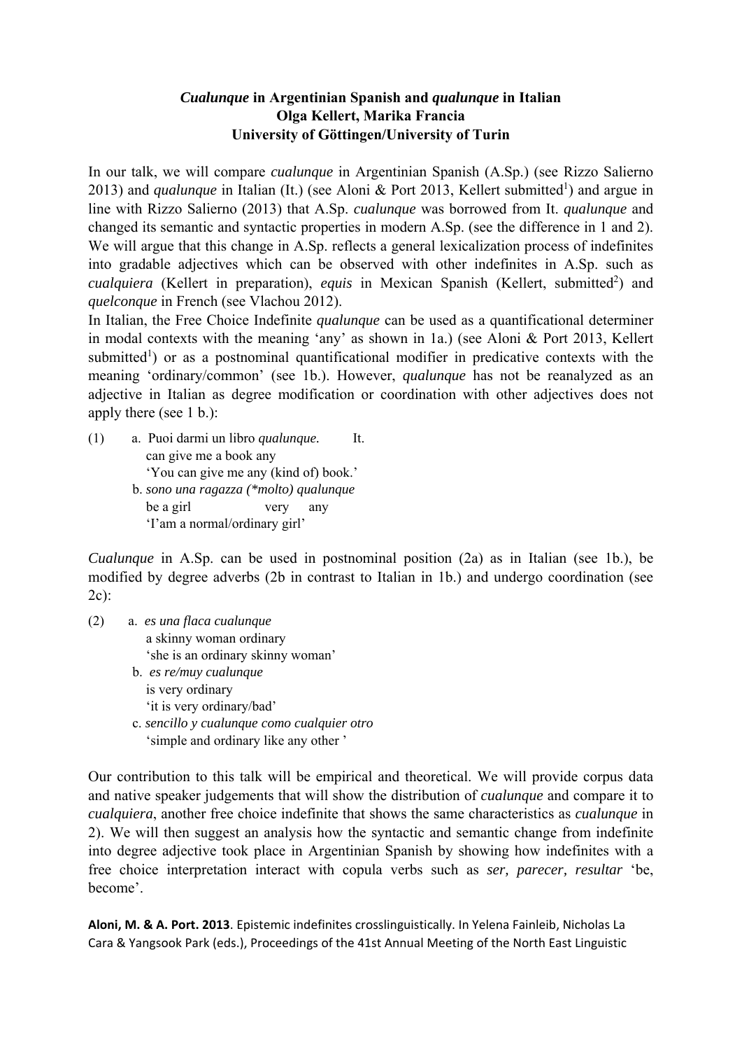**_Cualunque_ in Argentinian Spanish and _qualunque_ in Italian**
**Olga Kellert, Marika Francia**
**University of Göttingen/University of Turin**

In our talk, we will compare *cualunque* in Argentinian Spanish (A.Sp.) (see Rizzo Salierno 2013) and *qualunque* in Italian (It.) (see Aloni & Port 2013, Kellert submitted[1]) and argue in line with Rizzo Salierno (2013) that A.Sp. *cualunque* was borrowed from It. *qualunque* and changed its semantic and syntactic properties in modern A.Sp. (see the difference in 1 and 2). We will argue that this change in A.Sp. reflects a general lexicalization process of indefinites into gradable adjectives which can be observed with other indefinites in A.Sp. such as *cualquiera* (Kellert in preparation), *equis* in Mexican Spanish (Kellert, submitted[2]) and *quelconque* in French (see Vlachou 2012).

In Italian, the Free Choice Indefinite *qualunque* can be used as a quantificational determiner in modal contexts with the meaning 'any' as shown in 1a.) (see Aloni & Port 2013, Kellert submitted[1]) or as a postnominal quantificational modifier in predicative contexts with the meaning 'ordinary/common' (see 1b.). However, *qualunque* has not be reanalyzed as an adjective in Italian as degree modification or coordination with other adjectives does not apply there (see 1 b.):

(1) a. Puoi darmi un libro *qualunque.* It.
 can give me a book any
 'You can give me any (kind of) book.'
 b. *sono una ragazza (\*molto) qualunque*
 be a girl very any
 'I'am a normal/ordinary girl'

*Cualunque* in A.Sp. can be used in postnominal position (2a) as in Italian (see 1b.), be modified by degree adverbs (2b in contrast to Italian in 1b.) and undergo coordination (see 2c):

(2) a. *es una flaca cualunque*
 a skinny woman ordinary
 'she is an ordinary skinny woman'
 b. *es re/muy cualunque*
 is very ordinary
 'it is very ordinary/bad'
 c. *sencillo y cualunque como cualquier otro*
 'simple and ordinary like any other '

Our contribution to this talk will be empirical and theoretical. We will provide corpus data and native speaker judgements that will show the distribution of *cualunque* and compare it to *cualquiera*, another free choice indefinite that shows the same characteristics as *cualunque* in 2). We will then suggest an analysis how the syntactic and semantic change from indefinite into degree adjective took place in Argentinian Spanish by showing how indefinites with a free choice interpretation interact with copula verbs such as *ser, parecer, resultar* 'be, become'.

**Aloni, M. & A. Port. 2013**. Epistemic indefinites crosslinguistically. In Yelena Fainleib, Nicholas La Cara & Yangsook Park (eds.), Proceedings of the 41st Annual Meeting of the North East Linguistic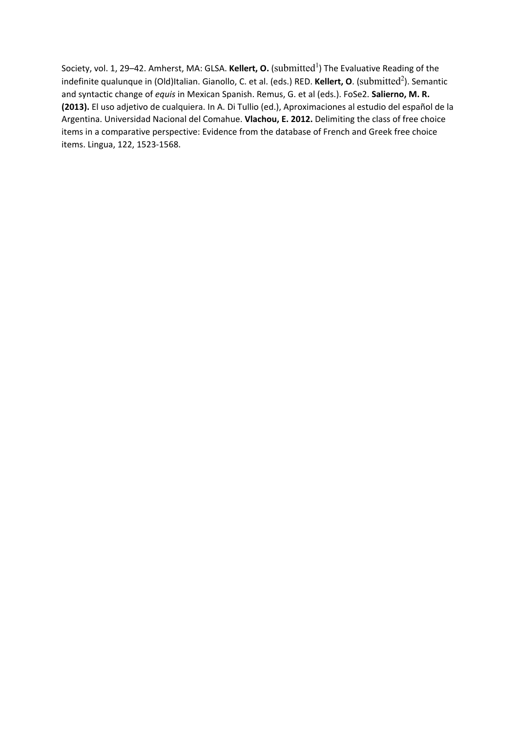Society, vol. 1, 29–42. Amherst, MA: GLSA. **Kellert, O.** (submitted[1]) The Evaluative Reading of the indefinite qualunque in (Old)Italian. Gianollo, C. et al. (eds.) RED. **Kellert, O**. (submitted[2]). Semantic and syntactic change of *equis* in Mexican Spanish. Remus, G. et al (eds.). FoSe2. **Salierno, M. R. (2013).** El uso adjetivo de cualquiera. In A. Di Tullio (ed.), Aproximaciones al estudio del español de la Argentina. Universidad Nacional del Comahue. **Vlachou, E. 2012.** Delimiting the class of free choice items in a comparative perspective: Evidence from the database of French and Greek free choice items. Lingua, 122, 1523-1568.